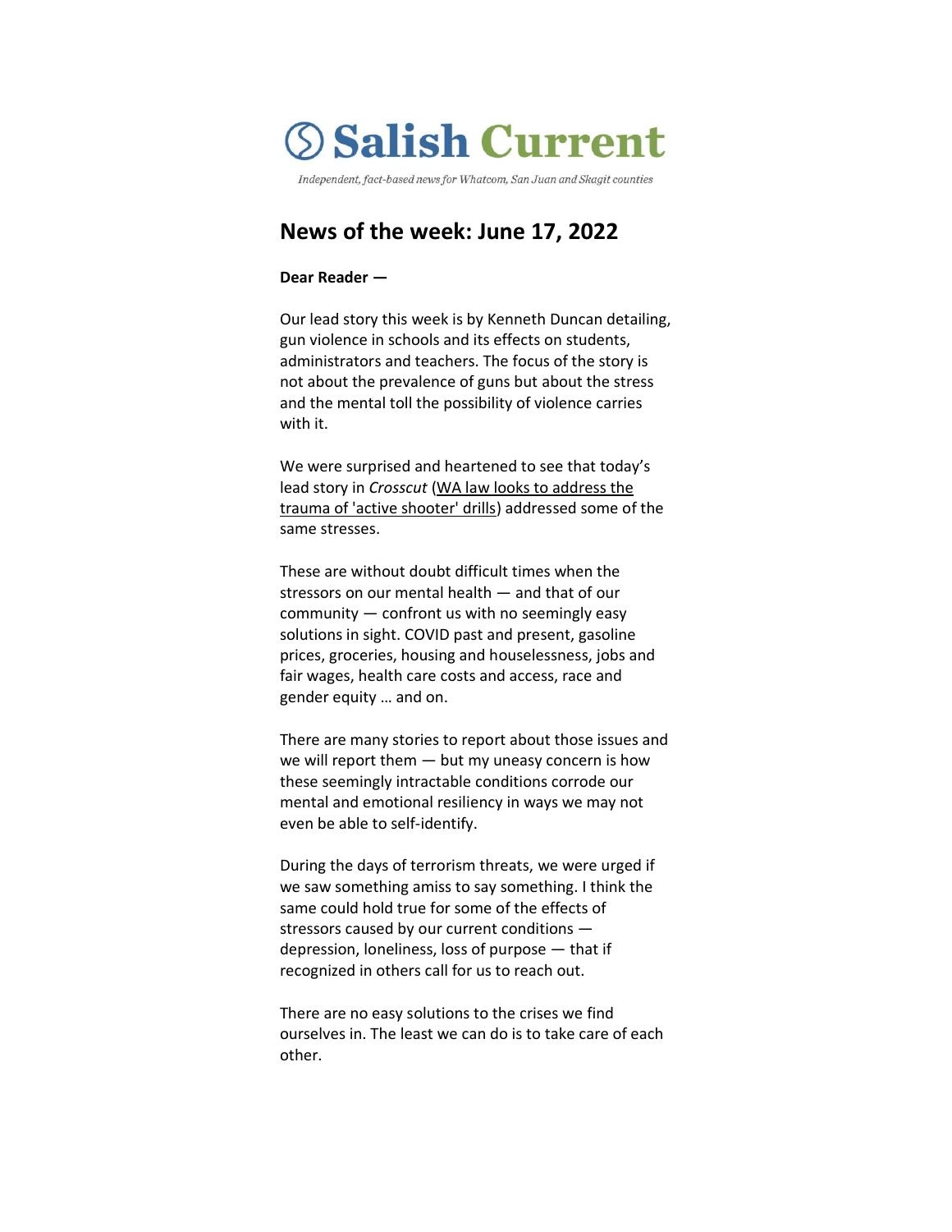# Salish Current

*Independent, fact-based news for Whatcom, San Juan and Skagit counties*

## News of the week: June 17, 2022

**Dear Reader —**

Our lead story this week is by Kenneth Duncan detailing, gun violence in schools and its effects on students, administrators and teachers. The focus of the story is not about the prevalence of guns but about the stress and the mental toll the possibility of violence carries with it.

We were surprised and heartened to see that today's lead story in *Crosscut* (WA law looks to address the trauma of 'active shooter' drills) addressed some of the same stresses.

These are without doubt difficult times when the stressors on our mental health — and that of our community — confront us with no seemingly easy solutions in sight. COVID past and present, gasoline prices, groceries, housing and houselessness, jobs and fair wages, health care costs and access, race and gender equity … and on.

There are many stories to report about those issues and we will report them — but my uneasy concern is how these seemingly intractable conditions corrode our mental and emotional resiliency in ways we may not even be able to self-identify.

During the days of terrorism threats, we were urged if we saw something amiss to say something. I think the same could hold true for some of the effects of stressors caused by our current conditions — depression, loneliness, loss of purpose — that if recognized in others call for us to reach out.

There are no easy solutions to the crises we find ourselves in. The least we can do is to take care of each other.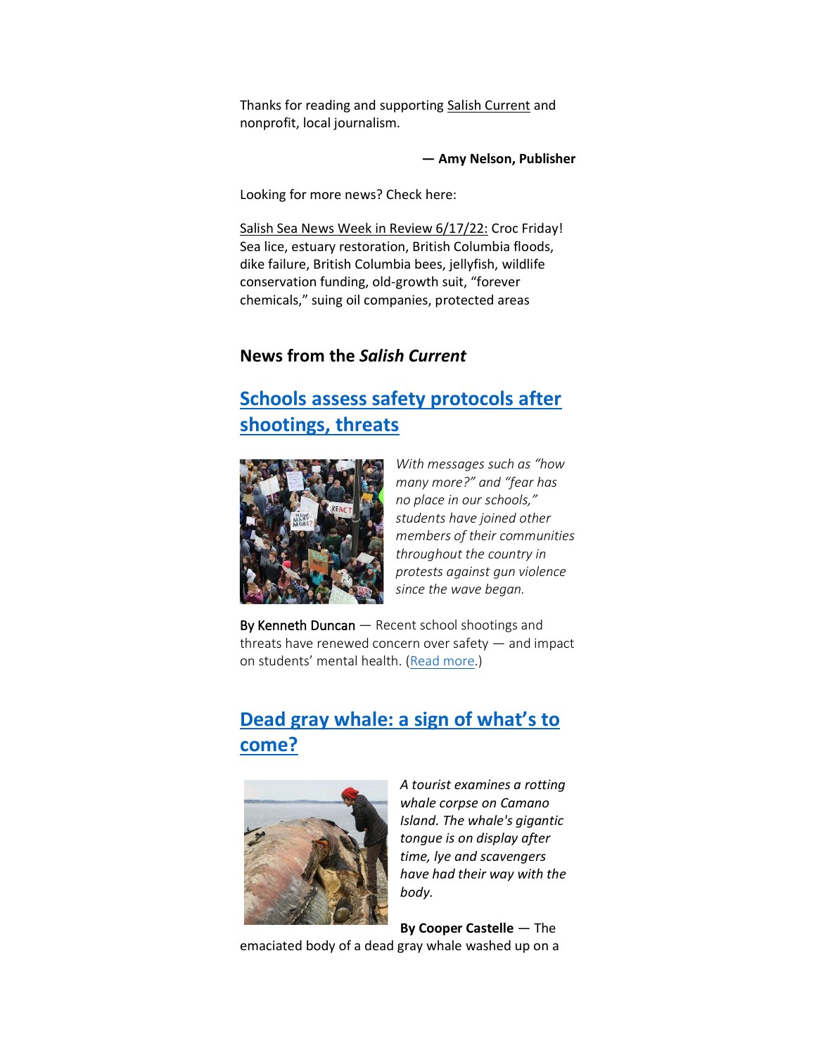Thanks for reading and supporting Salish Current and nonprofit, local journalism.

**— Amy Nelson, Publisher**

Looking for more news? Check here:

Salish Sea News Week in Review 6/17/22: Croc Friday! Sea lice, estuary restoration, British Columbia floods, dike failure, British Columbia bees, jellyfish, wildlife conservation funding, old-growth suit, "forever chemicals," suing oil companies, protected areas

### News from the *Salish Current*

## Schools assess safety protocols after shootings, threats

*With messages such as "how many more?" and "fear has no place in our schools," students have joined other members of their communities throughout the country in protests against gun violence since the wave began.*

By Kenneth Duncan — Recent school shootings and threats have renewed concern over safety — and impact on students' mental health. (Read more.)

## Dead gray whale: a sign of what's to come?

*A tourist examines a rotting whale corpse on Camano Island. The whale's gigantic tongue is on display after time, lye and scavengers have had their way with the body.*

**By Cooper Castelle** — The emaciated body of a dead gray whale washed up on a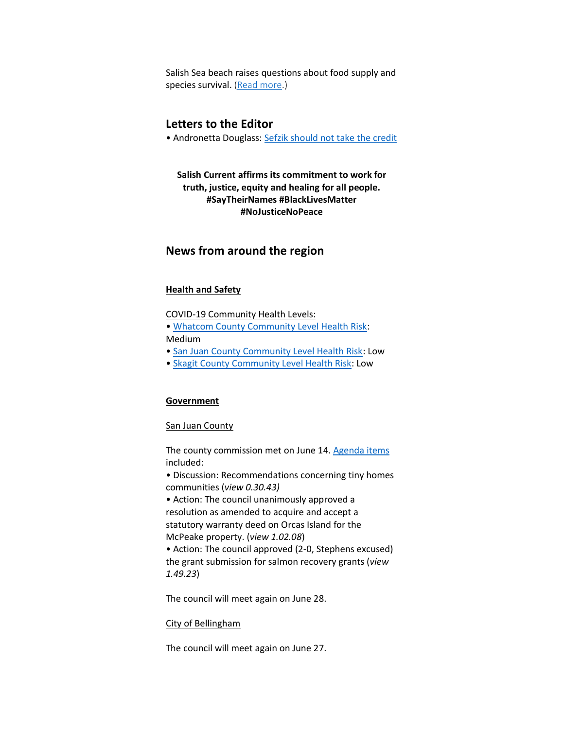Salish Sea beach raises questions about food supply and species survival. (Read more.)

## Letters to the Editor

• Andronetta Douglass: Sefzik should not take the credit

**Salish Current affirms its commitment to work for truth, justice, equity and healing for all people. #SayTheirNames #BlackLivesMatter #NoJusticeNoPeace**

## News from around the region

**Health and Safety**

COVID-19 Community Health Levels:
• Whatcom County Community Level Health Risk: Medium
• San Juan County Community Level Health Risk: Low
• Skagit County Community Level Health Risk: Low

**Government**

San Juan County

The county commission met on June 14. Agenda items included:
• Discussion: Recommendations concerning tiny homes communities (*view 0.30.43)*
• Action: The council unanimously approved a resolution as amended to acquire and accept a statutory warranty deed on Orcas Island for the McPeake property. (*view 1.02.08*)
• Action: The council approved (2-0, Stephens excused) the grant submission for salmon recovery grants (*view 1.49.23*)

The council will meet again on June 28.

City of Bellingham

The council will meet again on June 27.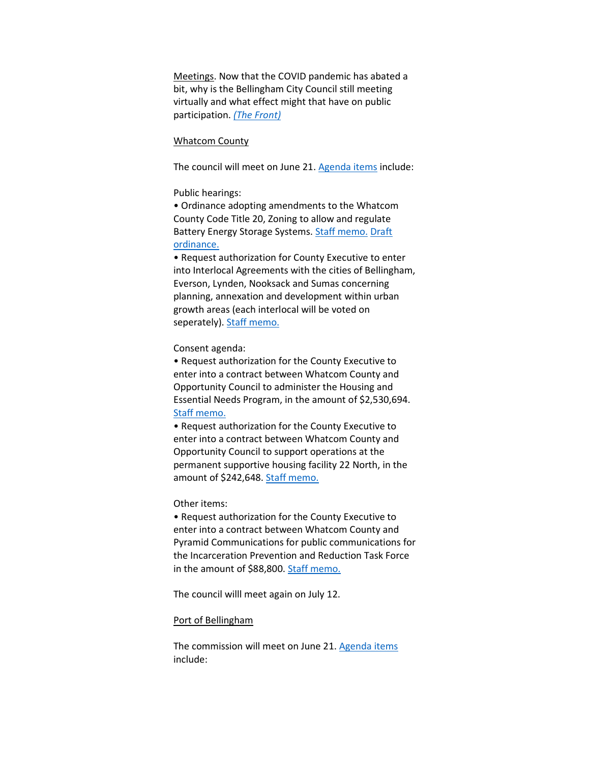Meetings. Now that the COVID pandemic has abated a bit, why is the Bellingham City Council still meeting virtually and what effect might that have on public participation. *(The Front)*

Whatcom County

The council will meet on June 21. Agenda items include:

Public hearings:

• Ordinance adopting amendments to the Whatcom County Code Title 20, Zoning to allow and regulate Battery Energy Storage Systems. Staff memo. Draft ordinance.

• Request authorization for County Executive to enter into Interlocal Agreements with the cities of Bellingham, Everson, Lynden, Nooksack and Sumas concerning planning, annexation and development within urban growth areas (each interlocal will be voted on seperately). Staff memo.

Consent agenda:

• Request authorization for the County Executive to enter into a contract between Whatcom County and Opportunity Council to administer the Housing and Essential Needs Program, in the amount of $2,530,694. Staff memo.

• Request authorization for the County Executive to enter into a contract between Whatcom County and Opportunity Council to support operations at the permanent supportive housing facility 22 North, in the amount of $242,648. Staff memo.

Other items:

• Request authorization for the County Executive to enter into a contract between Whatcom County and Pyramid Communications for public communications for the Incarceration Prevention and Reduction Task Force in the amount of $88,800. Staff memo.

The council willl meet again on July 12.

Port of Bellingham

The commission will meet on June 21. Agenda items include: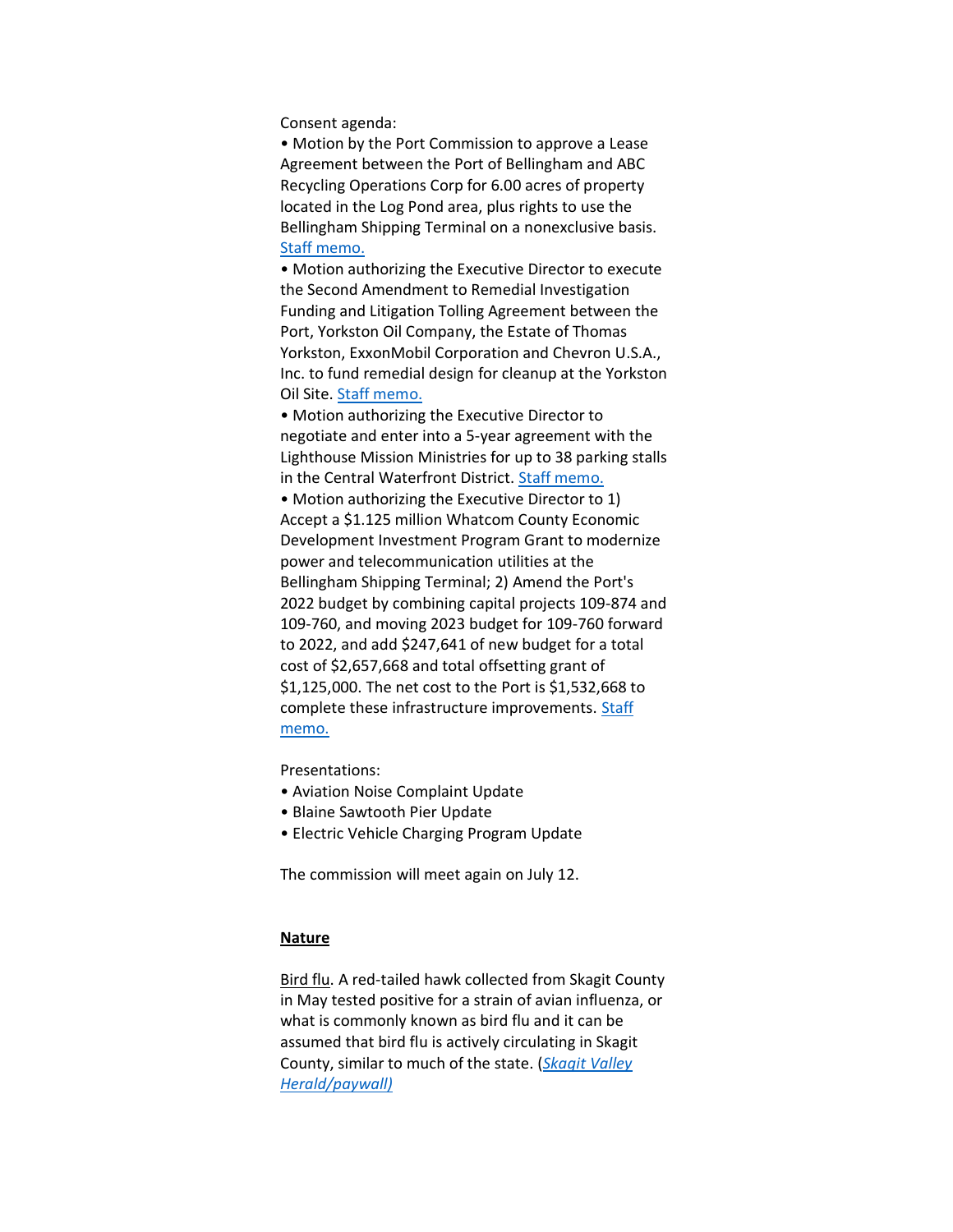Consent agenda:

• Motion by the Port Commission to approve a Lease Agreement between the Port of Bellingham and ABC Recycling Operations Corp for 6.00 acres of property located in the Log Pond area, plus rights to use the Bellingham Shipping Terminal on a nonexclusive basis. Staff memo.

• Motion authorizing the Executive Director to execute the Second Amendment to Remedial Investigation Funding and Litigation Tolling Agreement between the Port, Yorkston Oil Company, the Estate of Thomas Yorkston, ExxonMobil Corporation and Chevron U.S.A., Inc. to fund remedial design for cleanup at the Yorkston Oil Site. Staff memo.

• Motion authorizing the Executive Director to negotiate and enter into a 5-year agreement with the Lighthouse Mission Ministries for up to 38 parking stalls in the Central Waterfront District. Staff memo.

• Motion authorizing the Executive Director to 1) Accept a $1.125 million Whatcom County Economic Development Investment Program Grant to modernize power and telecommunication utilities at the Bellingham Shipping Terminal; 2) Amend the Port's 2022 budget by combining capital projects 109-874 and 109-760, and moving 2023 budget for 109-760 forward to 2022, and add $247,641 of new budget for a total cost of $2,657,668 and total offsetting grant of $1,125,000. The net cost to the Port is $1,532,668 to complete these infrastructure improvements. Staff memo.

Presentations:

• Aviation Noise Complaint Update
• Blaine Sawtooth Pier Update
• Electric Vehicle Charging Program Update

The commission will meet again on July 12.

**Nature**

Bird flu. A red-tailed hawk collected from Skagit County in May tested positive for a strain of avian influenza, or what is commonly known as bird flu and it can be assumed that bird flu is actively circulating in Skagit County, similar to much of the state. (*Skagit Valley Herald/paywall)*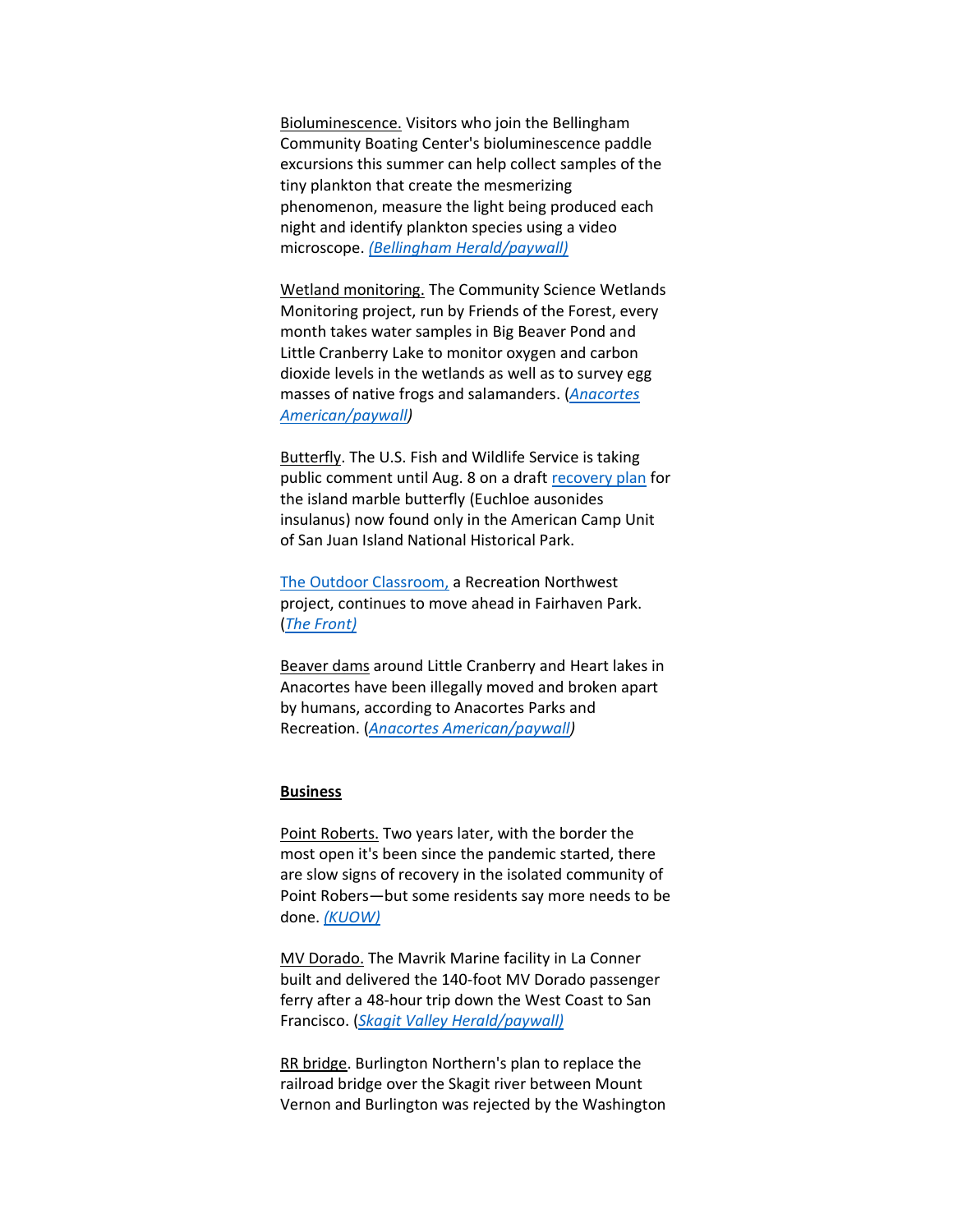Bioluminescence. Visitors who join the Bellingham Community Boating Center's bioluminescence paddle excursions this summer can help collect samples of the tiny plankton that create the mesmerizing phenomenon, measure the light being produced each night and identify plankton species using a video microscope. *(Bellingham Herald/paywall)*

Wetland monitoring. The Community Science Wetlands Monitoring project, run by Friends of the Forest, every month takes water samples in Big Beaver Pond and Little Cranberry Lake to monitor oxygen and carbon dioxide levels in the wetlands as well as to survey egg masses of native frogs and salamanders. (*Anacortes American/paywall)*

Butterfly. The U.S. Fish and Wildlife Service is taking public comment until Aug. 8 on a draft recovery plan for the island marble butterfly (Euchloe ausonides insulanus) now found only in the American Camp Unit of San Juan Island National Historical Park.

The Outdoor Classroom, a Recreation Northwest project, continues to move ahead in Fairhaven Park. (*The Front)*

Beaver dams around Little Cranberry and Heart lakes in Anacortes have been illegally moved and broken apart by humans, according to Anacortes Parks and Recreation. (*Anacortes American/paywall)*

**Business**

Point Roberts. Two years later, with the border the most open it's been since the pandemic started, there are slow signs of recovery in the isolated community of Point Robers—but some residents say more needs to be done. *(KUOW)*

MV Dorado. The Mavrik Marine facility in La Conner built and delivered the 140-foot MV Dorado passenger ferry after a 48-hour trip down the West Coast to San Francisco. (*Skagit Valley Herald/paywall)*

RR bridge. Burlington Northern's plan to replace the railroad bridge over the Skagit river between Mount Vernon and Burlington was rejected by the Washington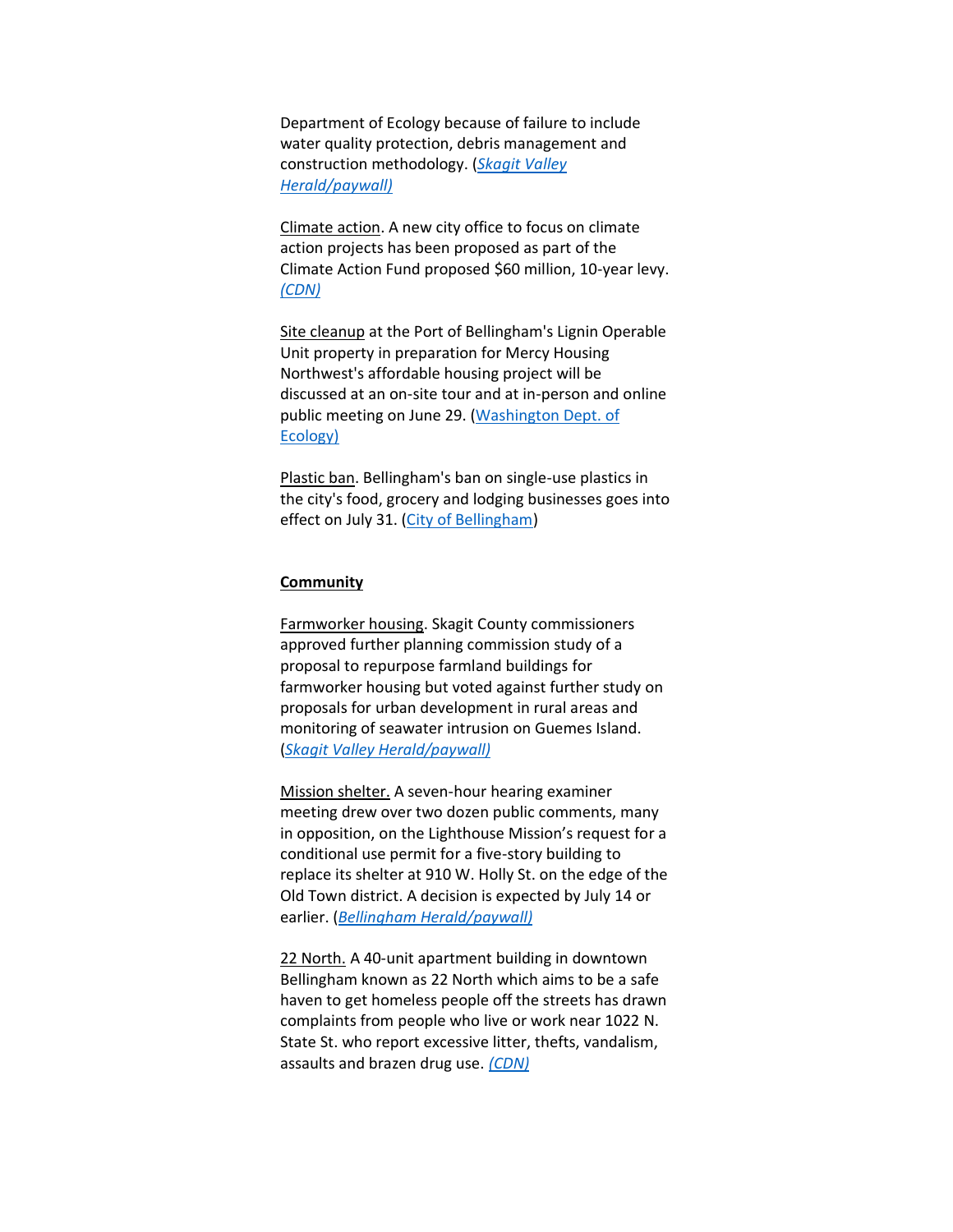Department of Ecology because of failure to include water quality protection, debris management and construction methodology. (*Skagit Valley Herald/paywall)*

Climate action. A new city office to focus on climate action projects has been proposed as part of the Climate Action Fund proposed $60 million, 10-year levy. *(CDN)*

Site cleanup at the Port of Bellingham's Lignin Operable Unit property in preparation for Mercy Housing Northwest's affordable housing project will be discussed at an on-site tour and at in-person and online public meeting on June 29. (Washington Dept. of Ecology)

Plastic ban. Bellingham's ban on single-use plastics in the city's food, grocery and lodging businesses goes into effect on July 31. (City of Bellingham)

**Community**

Farmworker housing. Skagit County commissioners approved further planning commission study of a proposal to repurpose farmland buildings for farmworker housing but voted against further study on proposals for urban development in rural areas and monitoring of seawater intrusion on Guemes Island. (*Skagit Valley Herald/paywall)*

Mission shelter. A seven-hour hearing examiner meeting drew over two dozen public comments, many in opposition, on the Lighthouse Mission's request for a conditional use permit for a five-story building to replace its shelter at 910 W. Holly St. on the edge of the Old Town district. A decision is expected by July 14 or earlier. (*Bellingham Herald/paywall)*

22 North. A 40-unit apartment building in downtown Bellingham known as 22 North which aims to be a safe haven to get homeless people off the streets has drawn complaints from people who live or work near 1022 N. State St. who report excessive litter, thefts, vandalism, assaults and brazen drug use. *(CDN)*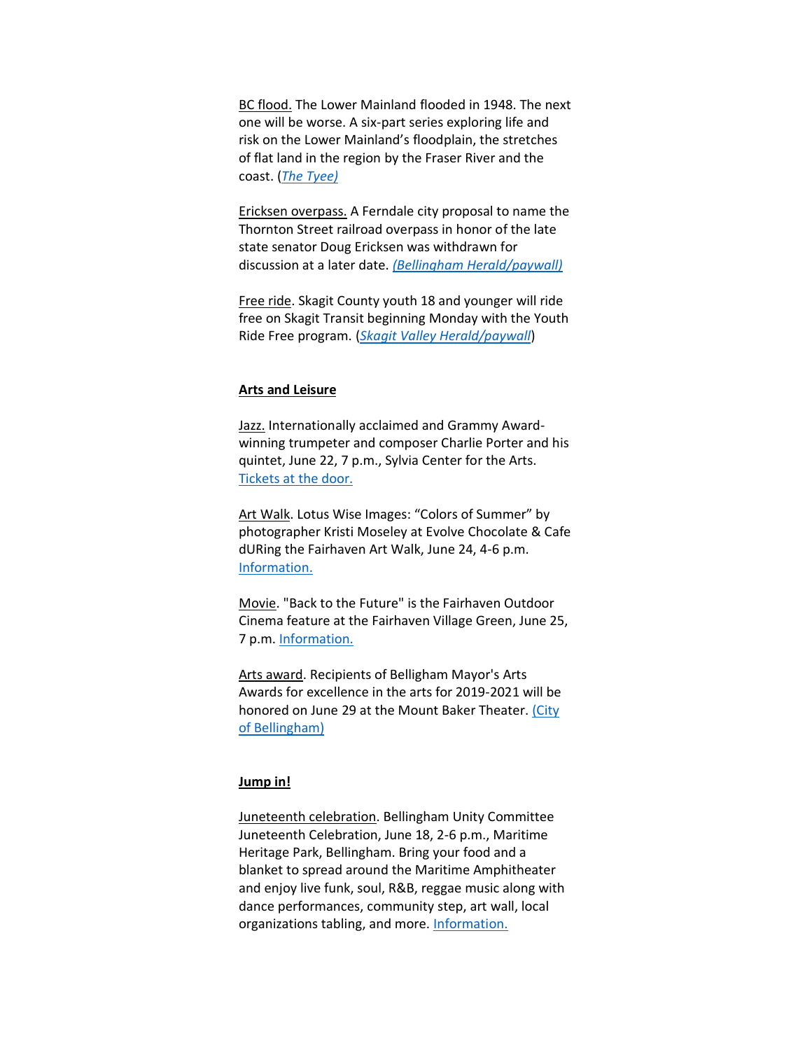BC flood. The Lower Mainland flooded in 1948. The next one will be worse. A six-part series exploring life and risk on the Lower Mainland's floodplain, the stretches of flat land in the region by the Fraser River and the coast. (*The Tyee)*

Ericksen overpass. A Ferndale city proposal to name the Thornton Street railroad overpass in honor of the late state senator Doug Ericksen was withdrawn for discussion at a later date. *(Bellingham Herald/paywall)*

Free ride. Skagit County youth 18 and younger will ride free on Skagit Transit beginning Monday with the Youth Ride Free program. (*Skagit Valley Herald/paywall*)

**Arts and Leisure**

Jazz. Internationally acclaimed and Grammy Award-winning trumpeter and composer Charlie Porter and his quintet, June 22, 7 p.m., Sylvia Center for the Arts. Tickets at the door.

Art Walk. Lotus Wise Images: "Colors of Summer" by photographer Kristi Moseley at Evolve Chocolate & Cafe dURing the Fairhaven Art Walk, June 24, 4-6 p.m. Information.

Movie. "Back to the Future" is the Fairhaven Outdoor Cinema feature at the Fairhaven Village Green, June 25, 7 p.m. Information.

Arts award. Recipients of Belligham Mayor's Arts Awards for excellence in the arts for 2019-2021 will be honored on June 29 at the Mount Baker Theater. (City of Bellingham)

**Jump in!**

Juneteenth celebration. Bellingham Unity Committee Juneteenth Celebration, June 18, 2-6 p.m., Maritime Heritage Park, Bellingham. Bring your food and a blanket to spread around the Maritime Amphitheater and enjoy live funk, soul, R&B, reggae music along with dance performances, community step, art wall, local organizations tabling, and more. Information.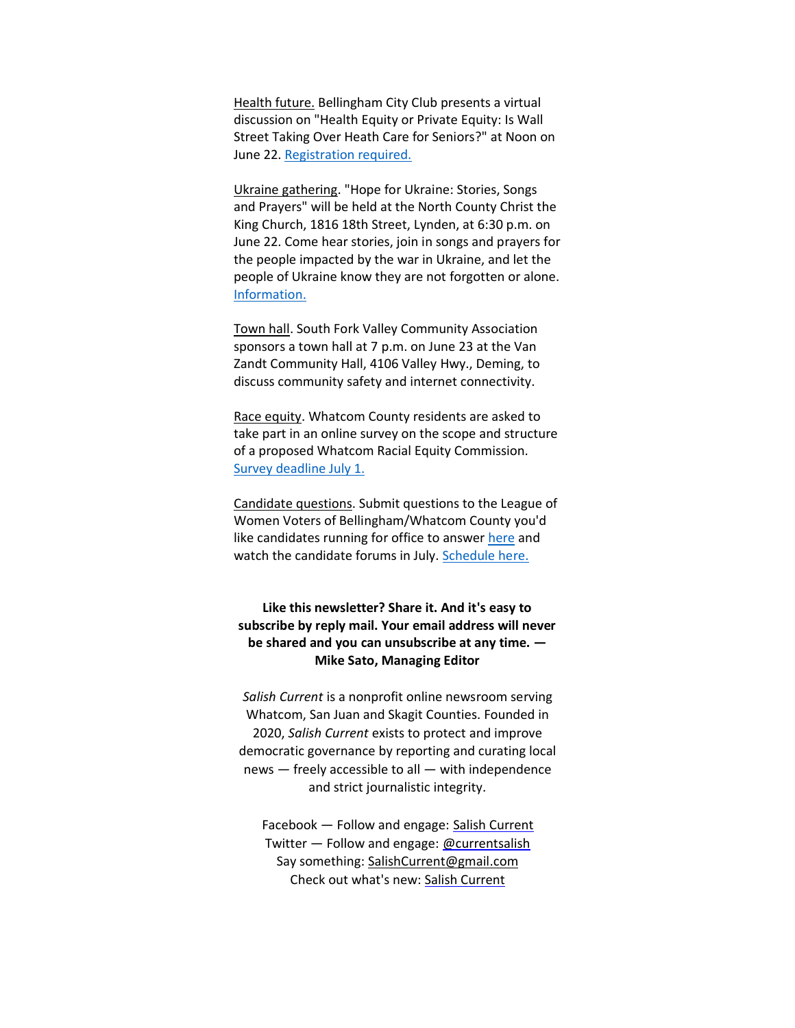Health future. Bellingham City Club presents a virtual discussion on "Health Equity or Private Equity: Is Wall Street Taking Over Heath Care for Seniors?" at Noon on June 22. [Registration required.]

Ukraine gathering. "Hope for Ukraine: Stories, Songs and Prayers" will be held at the North County Christ the King Church, 1816 18th Street, Lynden, at 6:30 p.m. on June 22. Come hear stories, join in songs and prayers for the people impacted by the war in Ukraine, and let the people of Ukraine know they are not forgotten or alone. [Information.]

Town hall. South Fork Valley Community Association sponsors a town hall at 7 p.m. on June 23 at the Van Zandt Community Hall, 4106 Valley Hwy., Deming, to discuss community safety and internet connectivity.

Race equity. Whatcom County residents are asked to take part in an online survey on the scope and structure of a proposed Whatcom Racial Equity Commission. [Survey deadline July 1.]

Candidate questions. Submit questions to the League of Women Voters of Bellingham/Whatcom County you'd like candidates running for office to answer [here] and watch the candidate forums in July. [Schedule here.]

**Like this newsletter? Share it. And it's easy to subscribe by reply mail. Your email address will never be shared and you can unsubscribe at any time. — Mike Sato, Managing Editor**

*Salish Current* is a nonprofit online newsroom serving Whatcom, San Juan and Skagit Counties. Founded in 2020, *Salish Current* exists to protect and improve democratic governance by reporting and curating local news — freely accessible to all — with independence and strict journalistic integrity.

Facebook — Follow and engage: Salish Current
Twitter — Follow and engage: @currentsalish
Say something: SalishCurrent@gmail.com
Check out what's new: Salish Current